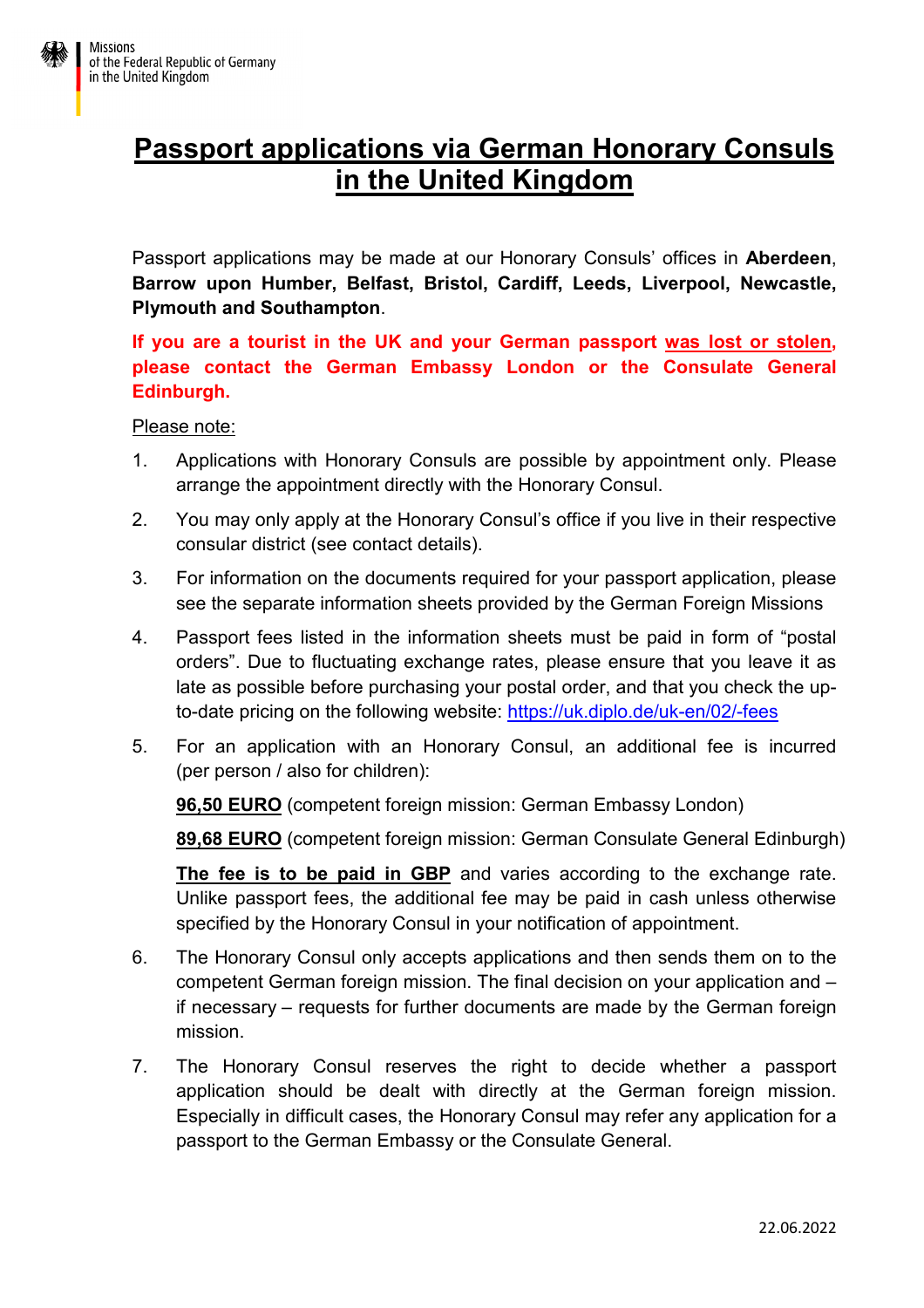Missions
of the Federal Republic of Germany
in the United Kingdom

# Passport applications via German Honorary Consuls in the United Kingdom

Passport applications may be made at our Honorary Consuls' offices in **Aberdeen**, **Barrow upon Humber, Belfast, Bristol, Cardiff, Leeds, Liverpool, Newcastle, Plymouth and Southampton**.

**If you are a tourist in the UK and your German passport was lost or stolen, please contact the German Embassy London or the Consulate General Edinburgh.**

Please note:

1. Applications with Honorary Consuls are possible by appointment only. Please arrange the appointment directly with the Honorary Consul.
2. You may only apply at the Honorary Consul's office if you live in their respective consular district (see contact details).
3. For information on the documents required for your passport application, please see the separate information sheets provided by the German Foreign Missions
4. Passport fees listed in the information sheets must be paid in form of "postal orders". Due to fluctuating exchange rates, please ensure that you leave it as late as possible before purchasing your postal order, and that you check the up-to-date pricing on the following website: https://uk.diplo.de/uk-en/02/-fees
5. For an application with an Honorary Consul, an additional fee is incurred (per person / also for children):

   **96,50 EURO** (competent foreign mission: German Embassy London)

   **89,68 EURO** (competent foreign mission: German Consulate General Edinburgh)

   **The fee is to be paid in GBP** and varies according to the exchange rate. Unlike passport fees, the additional fee may be paid in cash unless otherwise specified by the Honorary Consul in your notification of appointment.
6. The Honorary Consul only accepts applications and then sends them on to the competent German foreign mission. The final decision on your application and – if necessary – requests for further documents are made by the German foreign mission.
7. The Honorary Consul reserves the right to decide whether a passport application should be dealt with directly at the German foreign mission. Especially in difficult cases, the Honorary Consul may refer any application for a passport to the German Embassy or the Consulate General.

22.06.2022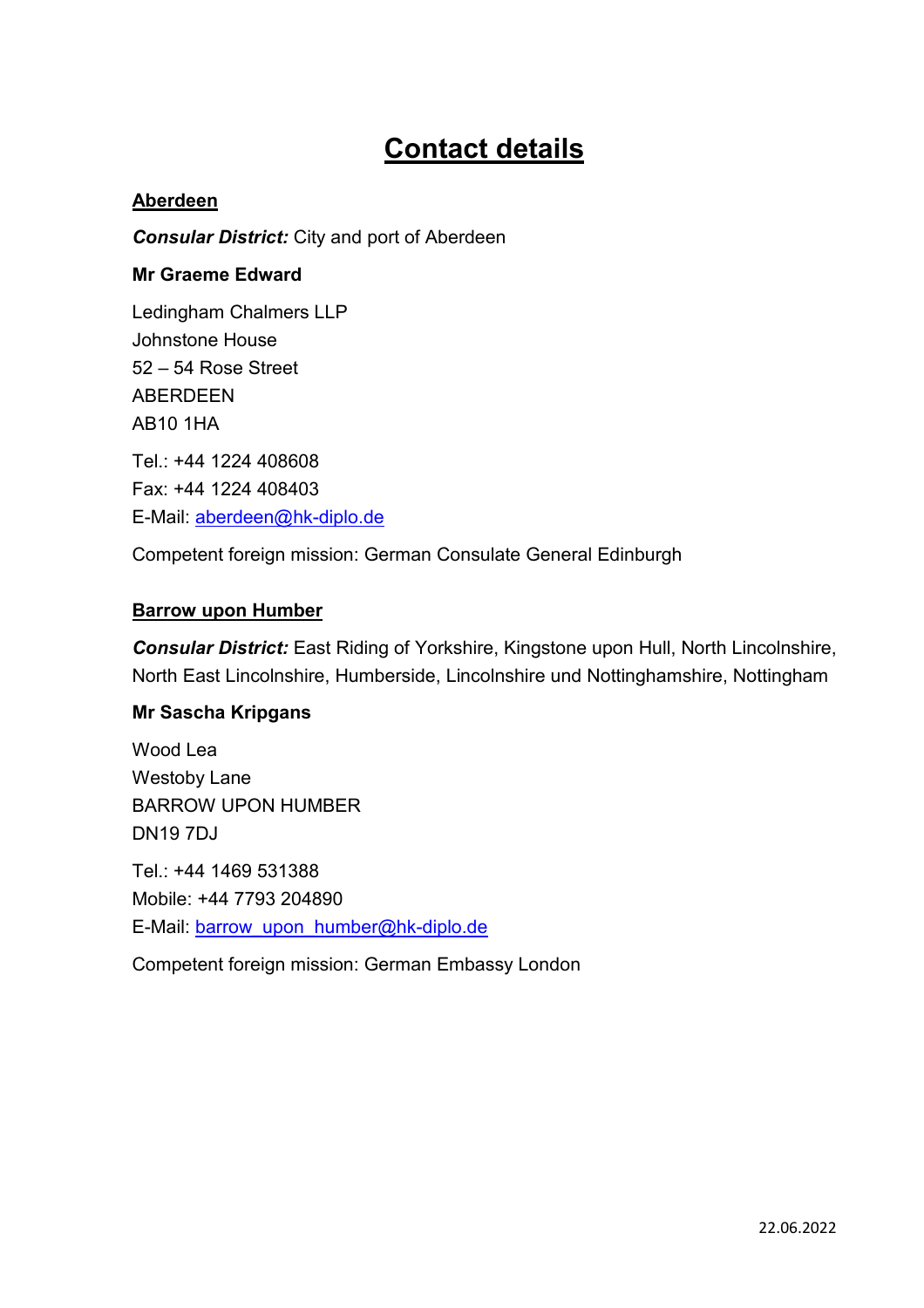# Contact details

## Aberdeen

***Consular District:*** City and port of Aberdeen

**Mr Graeme Edward**

Ledingham Chalmers LLP
Johnstone House
52 – 54 Rose Street
ABERDEEN
AB10 1HA

Tel.: +44 1224 408608
Fax: +44 1224 408403
E-Mail: aberdeen@hk-diplo.de

Competent foreign mission: German Consulate General Edinburgh

## Barrow upon Humber

***Consular District:*** East Riding of Yorkshire, Kingstone upon Hull, North Lincolnshire, North East Lincolnshire, Humberside, Lincolnshire und Nottinghamshire, Nottingham

**Mr Sascha Kripgans**

Wood Lea
Westoby Lane
BARROW UPON HUMBER
DN19 7DJ

Tel.: +44 1469 531388
Mobile: +44 7793 204890
E-Mail: barrow_upon_humber@hk-diplo.de

Competent foreign mission: German Embassy London

22.06.2022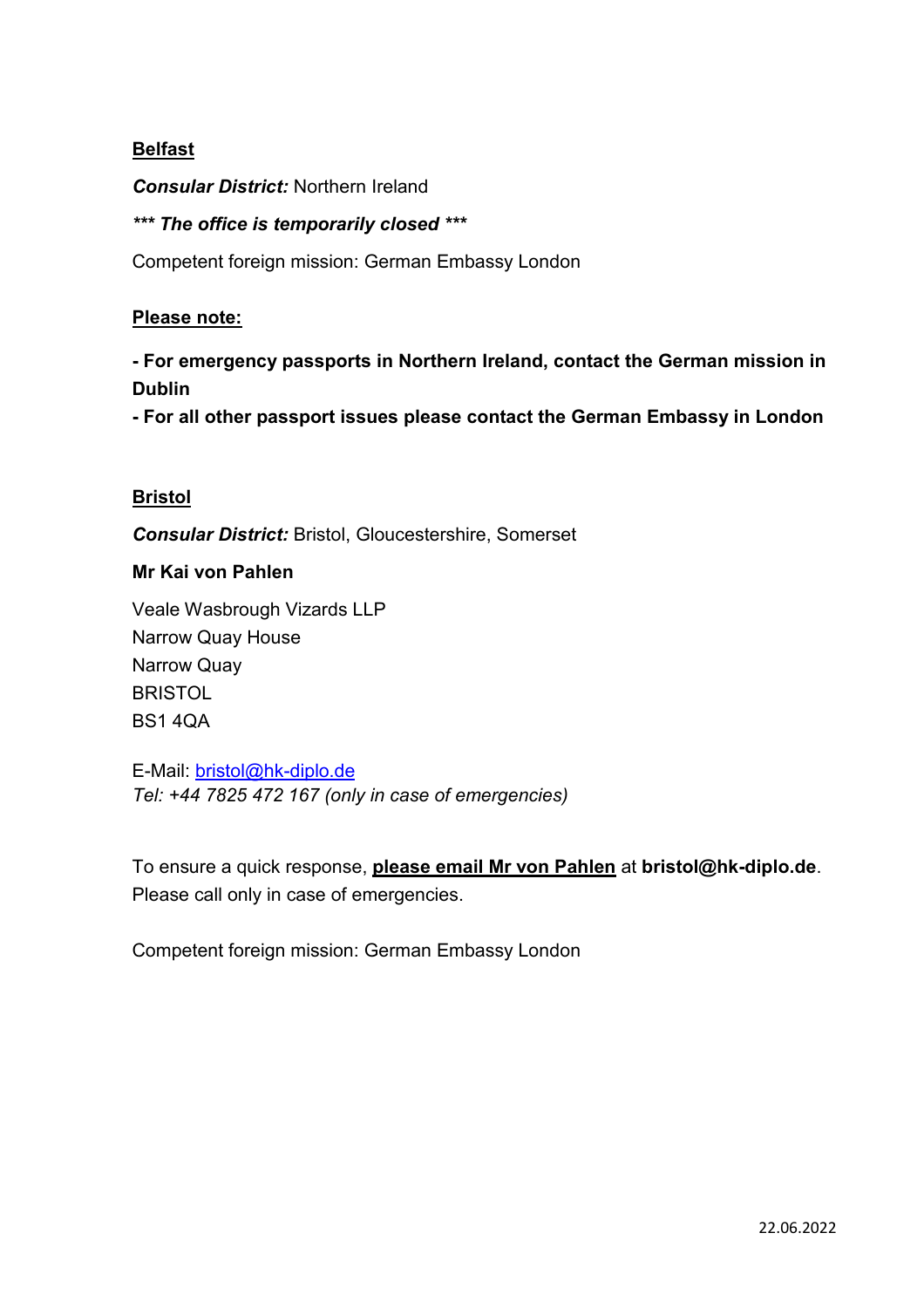## Belfast

***Consular District:*** Northern Ireland

***\*\*\* The office is temporarily closed \*\*\****

Competent foreign mission: German Embassy London

**Please note:**

**- For emergency passports in Northern Ireland, contact the German mission in Dublin**
**- For all other passport issues please contact the German Embassy in London**

## Bristol

***Consular District:*** Bristol, Gloucestershire, Somerset

**Mr Kai von Pahlen**

Veale Wasbrough Vizards LLP
Narrow Quay House
Narrow Quay
BRISTOL
BS1 4QA

E-Mail: bristol@hk-diplo.de
*Tel: +44 7825 472 167 (only in case of emergencies)*

To ensure a quick response, **please email Mr von Pahlen** at **bristol@hk-diplo.de**. Please call only in case of emergencies.

Competent foreign mission: German Embassy London

22.06.2022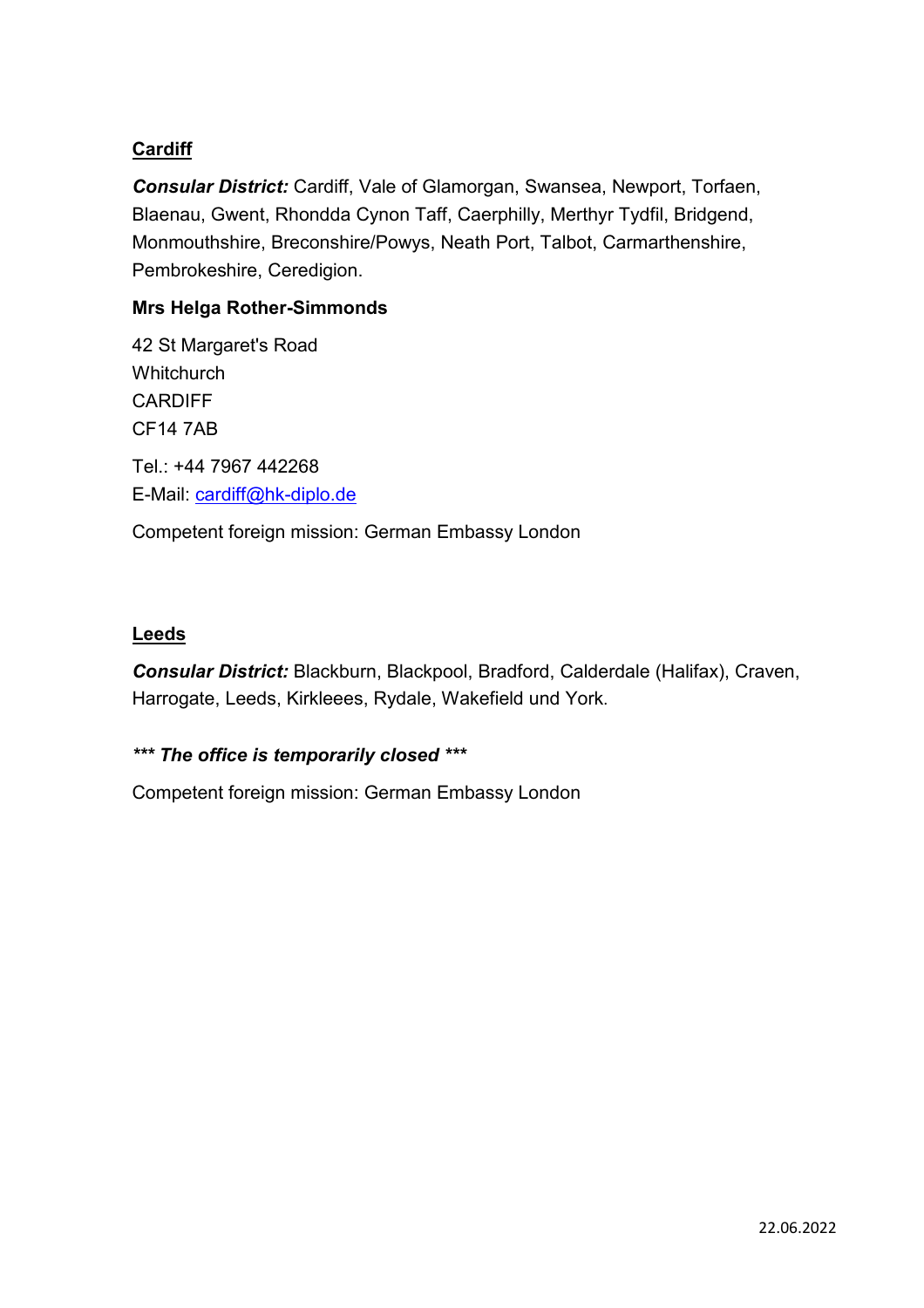## Cardiff

***Consular District:*** Cardiff, Vale of Glamorgan, Swansea, Newport, Torfaen, Blaenau, Gwent, Rhondda Cynon Taff, Caerphilly, Merthyr Tydfil, Bridgend, Monmouthshire, Breconshire/Powys, Neath Port, Talbot, Carmarthenshire, Pembrokeshire, Ceredigion.

**Mrs Helga Rother-Simmonds**

42 St Margaret's Road
Whitchurch
CARDIFF
CF14 7AB

Tel.: +44 7967 442268
E-Mail: [cardiff@hk-diplo.de](mailto:cardiff@hk-diplo.de)

Competent foreign mission: German Embassy London

## Leeds

***Consular District:*** Blackburn, Blackpool, Bradford, Calderdale (Halifax), Craven, Harrogate, Leeds, Kirkleees, Rydale, Wakefield und York.

***\*\*\* The office is temporarily closed \*\*\****

Competent foreign mission: German Embassy London

22.06.2022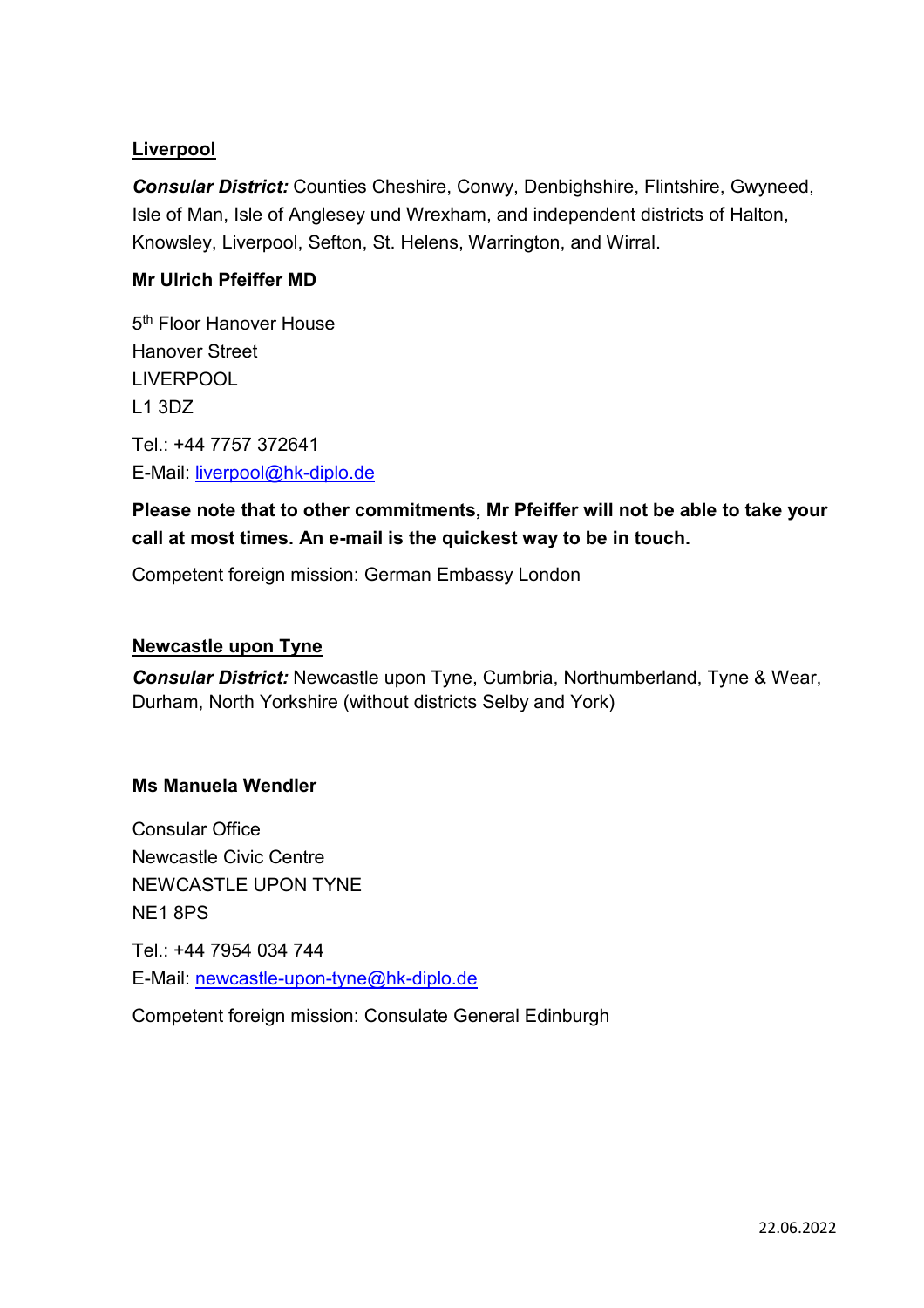## Liverpool

***Consular District:*** Counties Cheshire, Conwy, Denbighshire, Flintshire, Gwyneed, Isle of Man, Isle of Anglesey und Wrexham, and independent districts of Halton, Knowsley, Liverpool, Sefton, St. Helens, Warrington, and Wirral.

**Mr Ulrich Pfeiffer MD**

5th Floor Hanover House
Hanover Street
LIVERPOOL
L1 3DZ

Tel.: +44 7757 372641
E-Mail: liverpool@hk-diplo.de

**Please note that to other commitments, Mr Pfeiffer will not be able to take your call at most times. An e-mail is the quickest way to be in touch.**

Competent foreign mission: German Embassy London

## Newcastle upon Tyne

***Consular District:*** Newcastle upon Tyne, Cumbria, Northumberland, Tyne & Wear, Durham, North Yorkshire (without districts Selby and York)

**Ms Manuela Wendler**

Consular Office
Newcastle Civic Centre
NEWCASTLE UPON TYNE
NE1 8PS

Tel.: +44 7954 034 744
E-Mail: newcastle-upon-tyne@hk-diplo.de

Competent foreign mission: Consulate General Edinburgh

22.06.2022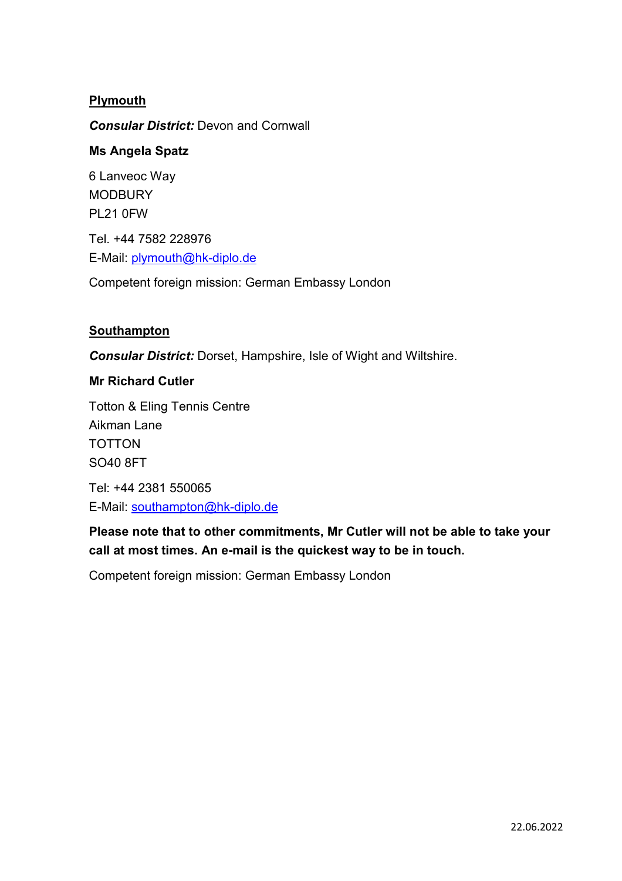## Plymouth

***Consular District:*** Devon and Cornwall

**Ms Angela Spatz**

6 Lanveoc Way  
MODBURY  
PL21 0FW

Tel. +44 7582 228976  
E-Mail: plymouth@hk-diplo.de

Competent foreign mission: German Embassy London

## Southampton

***Consular District:*** Dorset, Hampshire, Isle of Wight and Wiltshire.

**Mr Richard Cutler**

Totton & Eling Tennis Centre  
Aikman Lane  
TOTTON  
SO40 8FT

Tel: +44 2381 550065  
E-Mail: southampton@hk-diplo.de

**Please note that to other commitments, Mr Cutler will not be able to take your call at most times. An e-mail is the quickest way to be in touch.**

Competent foreign mission: German Embassy London

22.06.2022